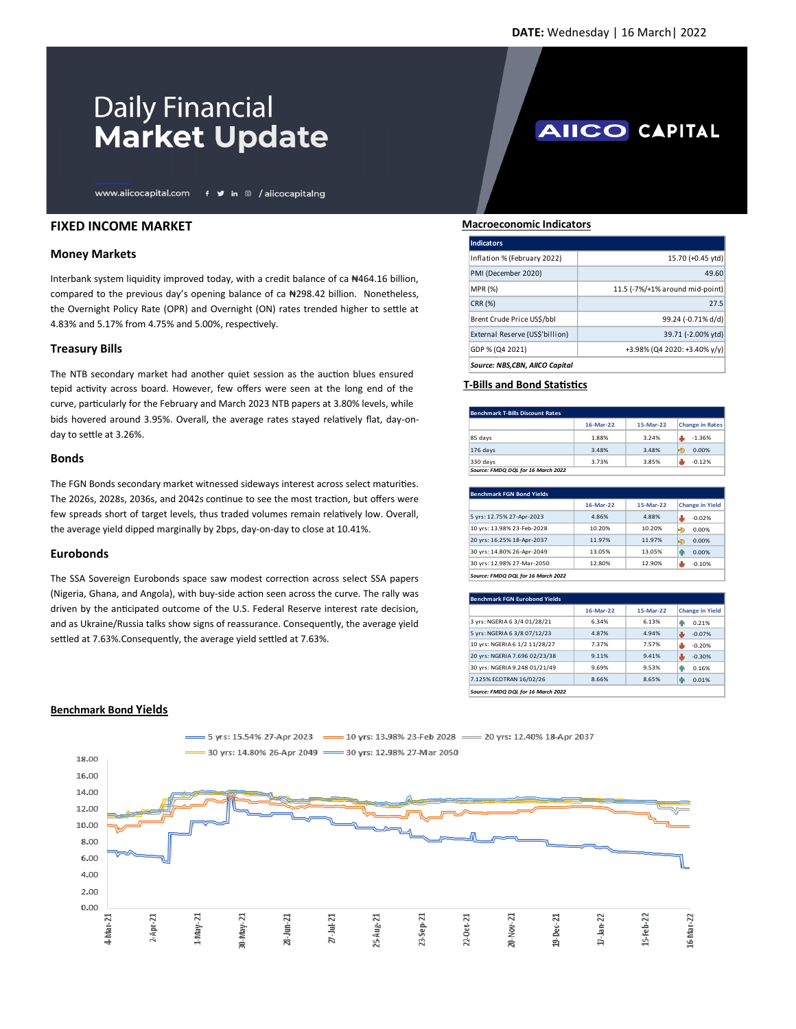DATE: Wednesday | 16 March| 2022

# Daily Financial Market Update

www.aiicocapital.com / aiicocapitalng

AIICO CAPITAL

## FIXED INCOME MARKET

### Money Markets

Interbank system liquidity improved today, with a credit balance of ca ₦464.16 billion, compared to the previous day's opening balance of ca ₦298.42 billion. Nonetheless, the Overnight Policy Rate (OPR) and Overnight (ON) rates trended higher to settle at 4.83% and 5.17% from 4.75% and 5.00%, respectively.

### Treasury Bills

The NTB secondary market had another quiet session as the auction blues ensured tepid activity across board. However, few offers were seen at the long end of the curve, particularly for the February and March 2023 NTB papers at 3.80% levels, while bids hovered around 3.95%. Overall, the average rates stayed relatively flat, day-on-day to settle at 3.26%.

### Bonds

The FGN Bonds secondary market witnessed sideways interest across select maturities. The 2026s, 2028s, 2036s, and 2042s continue to see the most traction, but offers were few spreads short of target levels, thus traded volumes remain relatively low. Overall, the average yield dipped marginally by 2bps, day-on-day to close at 10.41%.

### Eurobonds

The SSA Sovereign Eurobonds space saw modest correction across select SSA papers (Nigeria, Ghana, and Angola), with buy-side action seen across the curve. The rally was driven by the anticipated outcome of the U.S. Federal Reserve interest rate decision, and as Ukraine/Russia talks show signs of reassurance. Consequently, the average yield settled at 7.63%.Consequently, the average yield settled at 7.63%.

## Macroeconomic Indicators

| Indicators | |
|---|---|
| Inflation % (February 2022) | 15.70 (+0.45 ytd) |
| PMI (December 2020) | 49.60 |
| MPR (%) | 11.5 (-7%/+1% around mid-point) |
| CRR (%) | 27.5 |
| Brent Crude Price US$/bbl | 99.24 (-0.71% d/d) |
| External Reserve (US$'billion) | 39.71 (-2.00% ytd) |
| GDP % (Q4 2021) | +3.98% (Q4 2020: +3.40% y/y) |

*Source: NBS,CBN, AIICO Capital*

## T-Bills and Bond Statistics

| Benchmark T-Bills Discount Rates | 16-Mar-22 | 15-Mar-22 | Change in Rates |
|---|---|---|---|
| 85 days | 1.88% | 3.24% | -1.36% |
| 176 days | 3.48% | 3.48% | 0.00% |
| 330 days | 3.73% | 3.85% | -0.12% |

*Source: FMDQ DQL for 16 March 2022*

| Benchmark FGN Bond Yields | 16-Mar-22 | 15-Mar-22 | Change in Yield |
|---|---|---|---|
| 5 yrs: 12.75% 27-Apr-2023 | 4.86% | 4.88% | -0.02% |
| 10 yrs: 13.98% 23-Feb-2028 | 10.20% | 10.20% | 0.00% |
| 20 yrs: 16.25% 18-Apr-2037 | 11.97% | 11.97% | 0.00% |
| 30 yrs: 14.80% 26-Apr-2049 | 13.05% | 13.05% | 0.00% |
| 30 yrs: 12.98% 27-Mar-2050 | 12.80% | 12.90% | -0.10% |

*Source: FMDQ DQL for 16 March 2022*

| Benchmark FGN Eurobond Yields | 16-Mar-22 | 15-Mar-22 | Change in Yield |
|---|---|---|---|
| 3 yrs: NGERIA 6 3/4 01/28/21 | 6.34% | 6.13% | 0.21% |
| 5 yrs: NGERIA 6 3/8 07/12/23 | 4.87% | 4.94% | -0.07% |
| 10 yrs: NGERIA 6 1/2 11/28/27 | 7.37% | 7.57% | -0.20% |
| 20 yrs: NGERIA 7.696 02/23/38 | 9.11% | 9.41% | -0.30% |
| 30 yrs: NGERIA 9.248 01/21/49 | 9.69% | 9.53% | 0.16% |
| 7.125% ECOTRAN 16/02/26 | 8.66% | 8.65% | 0.01% |

*Source: FMDQ DQL for 16 March 2022*

## Benchmark Bond Yields

Legend: 5 yrs: 15.54% 27-Apr 2023; 10 yrs: 13.98% 23-Feb 2028; 20 yrs: 12.40% 18-Apr 2037; 30 yrs: 14.80% 26-Apr 2049; 30 yrs: 12.98% 27-Mar 2050

Y-axis: 0.00 – 18.00; X-axis: 4-Mar-21, 2-Apr-21, 1-May-21, 30-May-21, 28-Jun-21, 27-Jul-21, 25-Aug-21, 23-Sep-21, 22-Oct-21, 20-Nov-21, 19-Dec-21, 17-Jan-22, 15-Feb-22, 16-Mar-22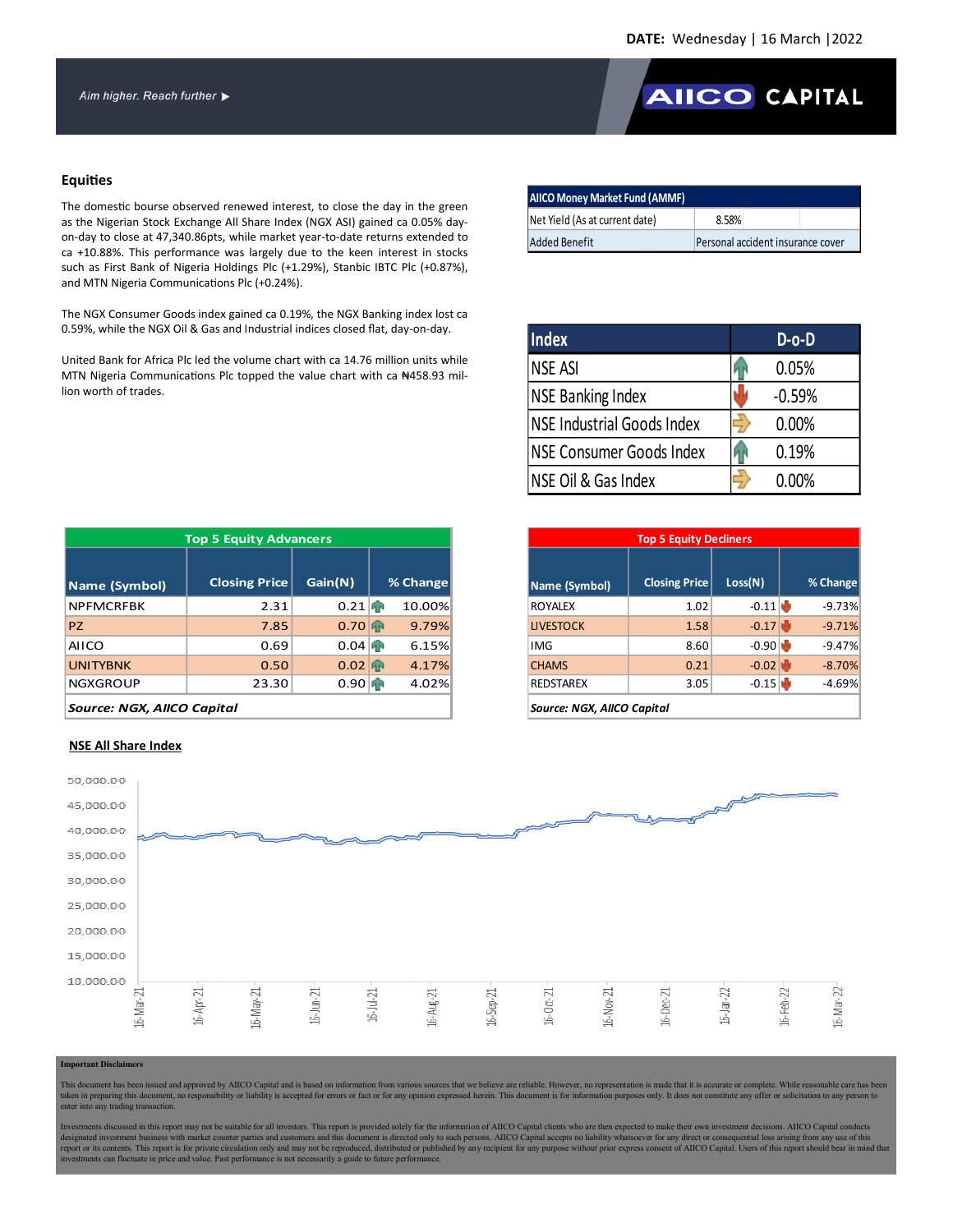DATE: Wednesday | 16 March |2022

Aim higher. Reach further ▶

AIICO CAPITAL

## Equities

The domestic bourse observed renewed interest, to close the day in the green as the Nigerian Stock Exchange All Share Index (NGX ASI) gained ca 0.05% day-on-day to close at 47,340.86pts, while market year-to-date returns extended to ca +10.88%. This performance was largely due to the keen interest in stocks such as First Bank of Nigeria Holdings Plc (+1.29%), Stanbic IBTC Plc (+0.87%), and MTN Nigeria Communications Plc (+0.24%).

The NGX Consumer Goods index gained ca 0.19%, the NGX Banking index lost ca 0.59%, while the NGX Oil & Gas and Industrial indices closed flat, day-on-day.

United Bank for Africa Plc led the volume chart with ca 14.76 million units while MTN Nigeria Communications Plc topped the value chart with ca ₦458.93 million worth of trades.

| AIICO Money Market Fund (AMMF) | |
|---|---|
| Net Yield (As at current date) | 8.58% |
| Added Benefit | Personal accident insurance cover |

| Index | D-o-D |
|---|---|
| NSE ASI | 0.05% |
| NSE Banking Index | -0.59% |
| NSE Industrial Goods Index | 0.00% |
| NSE Consumer Goods Index | 0.19% |
| NSE Oil & Gas Index | 0.00% |

**Top 5 Equity Advancers**

| Name (Symbol) | Closing Price | Gain(N) | % Change |
|---|---|---|---|
| NPFMCRFBK | 2.31 | 0.21 | 10.00% |
| PZ | 7.85 | 0.70 | 9.79% |
| AIICO | 0.69 | 0.04 | 6.15% |
| UNITYBNK | 0.50 | 0.02 | 4.17% |
| NGXGROUP | 23.30 | 0.90 | 4.02% |

*Source: NGX, AIICO Capital*

**Top 5 Equity Decliners**

| Name (Symbol) | Closing Price | Loss(N) | % Change |
|---|---|---|---|
| ROYALEX | 1.02 | -0.11 | -9.73% |
| LIVESTOCK | 1.58 | -0.17 | -9.71% |
| IMG | 8.60 | -0.90 | -9.47% |
| CHAMS | 0.21 | -0.02 | -8.70% |
| REDSTAREX | 3.05 | -0.15 | -4.69% |

*Source: NGX, AIICO Capital*

**NSE All Share Index**

50,000.00
45,000.00
40,000.00
35,000.00
30,000.00
25,000.00
20,000.00
15,000.00
10,000.00

16-Mar-21, 16-Apr-21, 16-May-21, 16-Jun-21, 16-Jul-21, 16-Aug-21, 16-Sep-21, 16-Oct-21, 16-Nov-21, 16-Dec-21, 16-Jan-22, 16-Feb-22, 16-Mar-22

**Important Disclaimers**

This document has been issued and approved by AIICO Capital and is based on information from various sources that we believe are reliable. However, no representation is made that it is accurate or complete. While reasonable care has been taken in preparing this document, no responsibility or liability is accepted for errors or fact or for any opinion expressed herein. This document is for information purposes only. It does not constitute any offer or solicitation to any person to enter into any trading transaction.

Investments discussed in this report may not be suitable for all investors. This report is provided solely for the information of AIICO Capital clients who are then expected to make their own investment decisions. AIICO Capital conducts designated investment business with market counter parties and customers and this document is directed only to such persons. AIICO Capital accepts no liability whatsoever for any direct or consequential loss arising from any use of this report or its contents. This report is for private circulation only and may not be reproduced, distributed or published by any recipient for any purpose without prior express consent of AIICO Capital. Users of this report should bear in mind that investments can fluctuate in price and value. Past performance is not necessarily a guide to future performance.